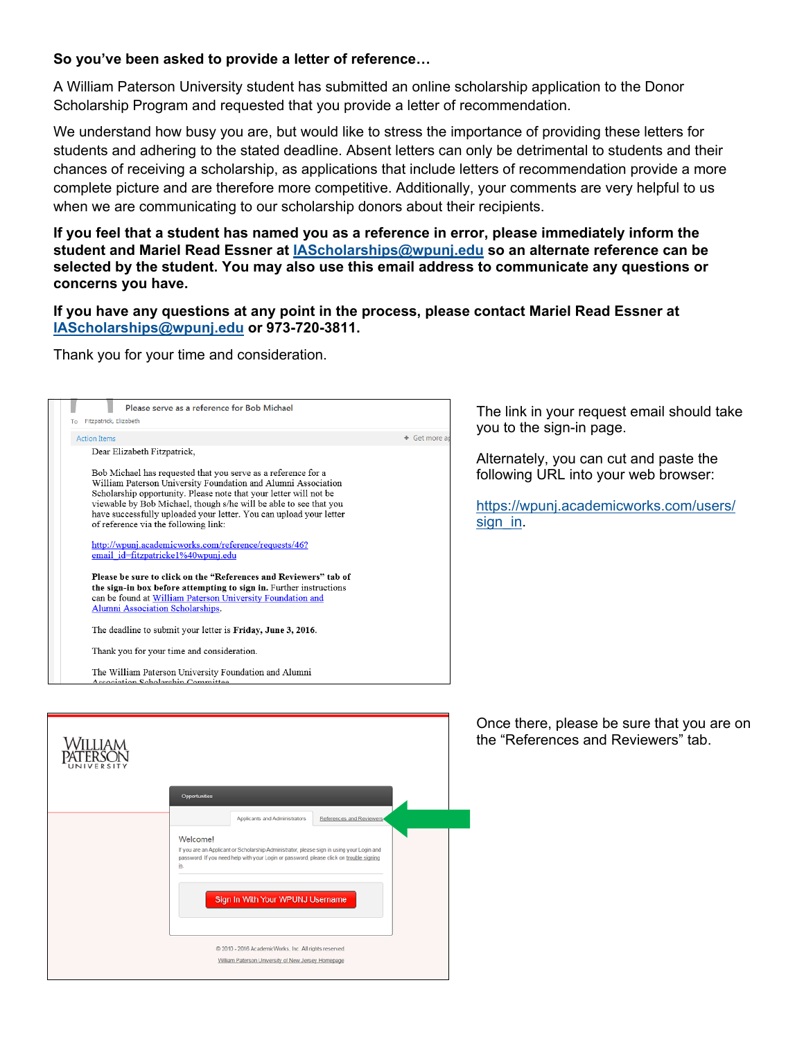**So you've been asked to provide a letter of reference…**

A William Paterson University student has submitted an online scholarship application to the Donor Scholarship Program and requested that you provide a letter of recommendation.

We understand how busy you are, but would like to stress the importance of providing these letters for students and adhering to the stated deadline. Absent letters can only be detrimental to students and their chances of receiving a scholarship, as applications that include letters of recommendation provide a more complete picture and are therefore more competitive. Additionally, your comments are very helpful to us when we are communicating to our scholarship donors about their recipients.

**If you feel that a student has named you as a reference in error, please immediately inform the student and Mariel Read Essner at [IAScholarships@wpunj.edu](mailto:IAScholarships@wpunj.edu) so an alternate reference can be selected by the student. You may also use this email address to communicate any questions or concerns you have.**

**If you have any questions at any point in the process, please contact Mariel Read Essner at [IAScholarships@wpunj.edu](mailto:IAScholarships@wpunj.edu) or 973-720-3811.**

Thank you for your time and consideration.

Please serve as a reference for Bob Michael

To Fitzpatrick, Elizabeth

Action Items

Dear Elizabeth Fitzpatrick,

Bob Michael has requested that you serve as a reference for a William Paterson University Foundation and Alumni Association Scholarship opportunity. Please note that your letter will not be viewable by Bob Michael, though s/he will be able to see that you have successfully uploaded your letter. You can upload your letter of reference via the following link:

http://wpunj.academicworks.com/reference/requests/46?email_id=fitzpatricke1%40wpunj.edu

**Please be sure to click on the "References and Reviewers" tab of the sign-in box before attempting to sign in.** Further instructions can be found at William Paterson University Foundation and Alumni Association Scholarships.

The deadline to submit your letter is **Friday, June 3, 2016**.

Thank you for your time and consideration.

The William Paterson University Foundation and Alumni Association Scholarship Committee

The link in your request email should take you to the sign-in page.

Alternately, you can cut and paste the following URL into your web browser:

[https://wpunj.academicworks.com/users/sign_in](https://wpunj.academicworks.com/users/sign_in).

William Paterson University

Opportunities

Applicants and Administrators | References and Reviewers

Welcome!

If you are an Applicant or Scholarship Administrator, please sign in using your Login and password. If you need help with your Login or password, please click on trouble signing in.

Sign In With Your WPUNJ Username

© 2010 - 2016 AcademicWorks, Inc. All rights reserved

William Paterson University of New Jersey Homepage

Once there, please be sure that you are on the "References and Reviewers" tab.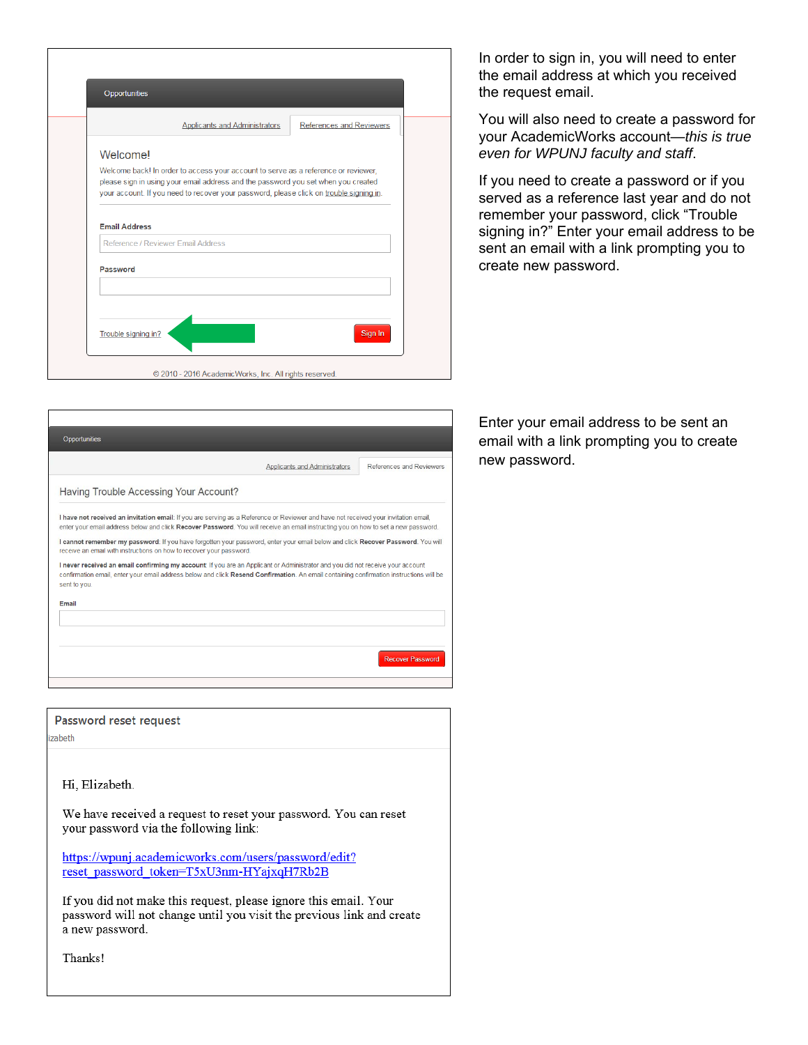Opportunities

Applicants and Administrators | References and Reviewers

Welcome!

Welcome back! In order to access your account to serve as a reference or reviewer, please sign in using your email address and the password you set when you created your account. If you need to recover your password, please click on trouble signing in.

**Email Address**

Reference / Reviewer Email Address

**Password**

Trouble signing in?

Sign In

© 2010 - 2016 AcademicWorks, Inc. All rights reserved.

In order to sign in, you will need to enter the email address at which you received the request email.

You will also need to create a password for your AcademicWorks account—*this is true even for WPUNJ faculty and staff*.

If you need to create a password or if you served as a reference last year and do not remember your password, click "Trouble signing in?" Enter your email address to be sent an email with a link prompting you to create new password.

Opportunities

Applicants and Administrators | References and Reviewers

Having Trouble Accessing Your Account?

**I have not received an invitation email:** If you are serving as a Reference or Reviewer and have not received your invitation email, enter your email address below and click **Recover Password**. You will receive an email instructing you on how to set a new password.

**I cannot remember my password:** If you have forgotten your password, enter your email below and click **Recover Password**. You will receive an email with instructions on how to recover your password.

**I never received an email confirming my account:** If you are an Applicant or Administrator and you did not receive your account confirmation email, enter your email address below and click **Resend Confirmation**. An email containing confirmation instructions will be sent to you.

**Email**

Recover Password

Enter your email address to be sent an email with a link prompting you to create new password.

Password reset request

izabeth

Hi, Elizabeth.

We have received a request to reset your password. You can reset your password via the following link:

https://wpunj.academicworks.com/users/password/edit?reset_password_token=T5xU3nm-HYajxqH7Rb2B

If you did not make this request, please ignore this email. Your password will not change until you visit the previous link and create a new password.

Thanks!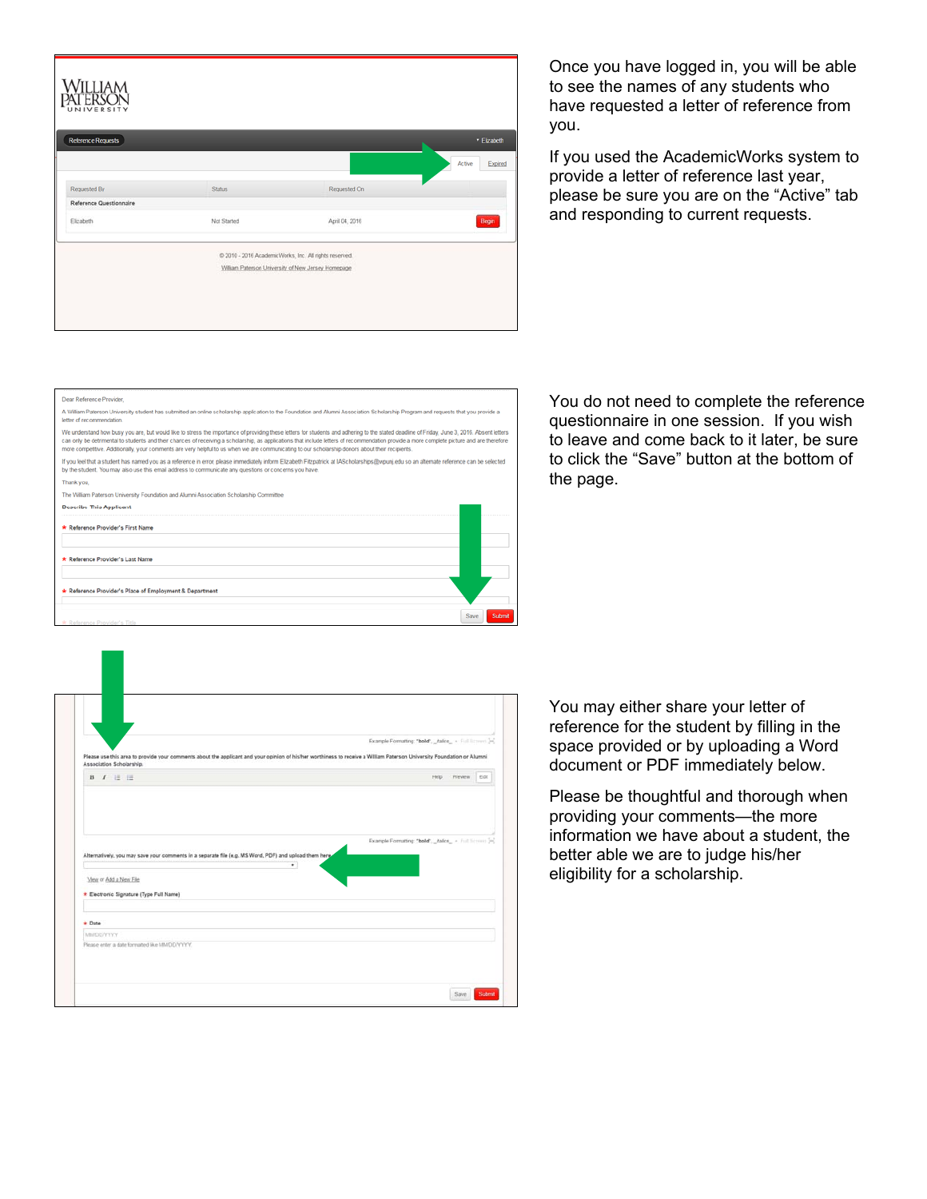Once you have logged in, you will be able to see the names of any students who have requested a letter of reference from you.

If you used the AcademicWorks system to provide a letter of reference last year, please be sure you are on the “Active” tab and responding to current requests.

You do not need to complete the reference questionnaire in one session. If you wish to leave and come back to it later, be sure to click the “Save” button at the bottom of the page.

You may either share your letter of reference for the student by filling in the space provided or by uploading a Word document or PDF immediately below.

Please be thoughtful and thorough when providing your comments—the more information we have about a student, the better able we are to judge his/her eligibility for a scholarship.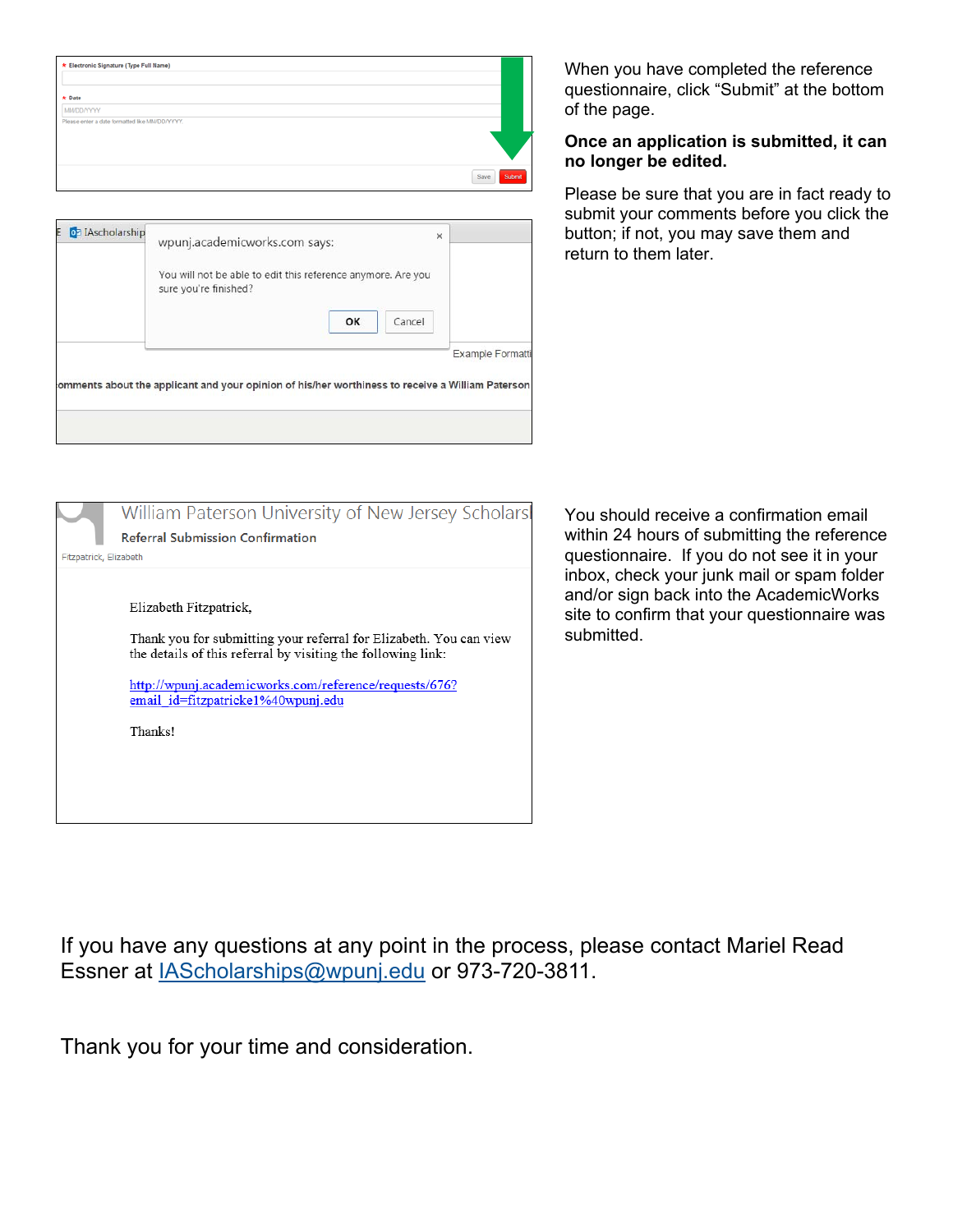When you have completed the reference questionnaire, click “Submit” at the bottom of the page.

**Once an application is submitted, it can no longer be edited.**

Please be sure that you are in fact ready to submit your comments before you click the button; if not, you may save them and return to them later.

You should receive a confirmation email within 24 hours of submitting the reference questionnaire. If you do not see it in your inbox, check your junk mail or spam folder and/or sign back into the AcademicWorks site to confirm that your questionnaire was submitted.

If you have any questions at any point in the process, please contact Mariel Read Essner at IAScholarships@wpunj.edu or 973-720-3811.

Thank you for your time and consideration.